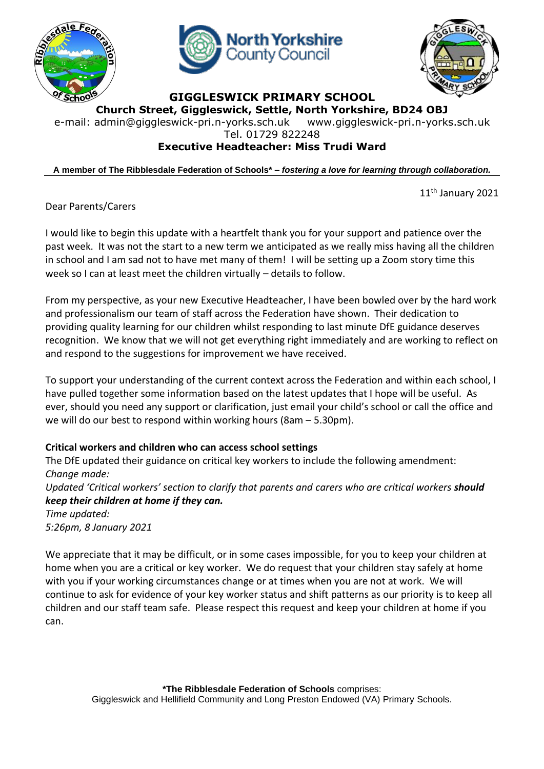# GIGGLESWICK PRIMARY SCHOOL

**Church Street, Giggleswick, Settle, North Yorkshire, BD24 OBJ**

e-mail: admin@giggleswick-pri.n-yorks.sch.uk www.giggleswick-pri.n-yorks.sch.uk

Tel. 01729 822248

**Executive Headteacher: Miss Trudi Ward**

**A member of The Ribblesdale Federation of Schools* – *fostering a love for learning through collaboration.***

11th January 2021

Dear Parents/Carers

I would like to begin this update with a heartfelt thank you for your support and patience over the past week. It was not the start to a new term we anticipated as we really miss having all the children in school and I am sad not to have met many of them! I will be setting up a Zoom story time this week so I can at least meet the children virtually – details to follow.

From my perspective, as your new Executive Headteacher, I have been bowled over by the hard work and professionalism our team of staff across the Federation have shown. Their dedication to providing quality learning for our children whilst responding to last minute DfE guidance deserves recognition. We know that we will not get everything right immediately and are working to reflect on and respond to the suggestions for improvement we have received.

To support your understanding of the current context across the Federation and within each school, I have pulled together some information based on the latest updates that I hope will be useful. As ever, should you need any support or clarification, just email your child's school or call the office and we will do our best to respond within working hours (8am – 5.30pm).

**Critical workers and children who can access school settings**

The DfE updated their guidance on critical key workers to include the following amendment:

*Change made:*

*Updated 'Critical workers' section to clarify that parents and carers who are critical workers **should keep their children at home if they can.***

*Time updated:*

*5:26pm, 8 January 2021*

We appreciate that it may be difficult, or in some cases impossible, for you to keep your children at home when you are a critical or key worker. We do request that your children stay safely at home with you if your working circumstances change or at times when you are not at work. We will continue to ask for evidence of your key worker status and shift patterns as our priority is to keep all children and our staff team safe. Please respect this request and keep your children at home if you can.

***The Ribblesdale Federation of Schools** comprises:
Giggleswick and Hellifield Community and Long Preston Endowed (VA) Primary Schools.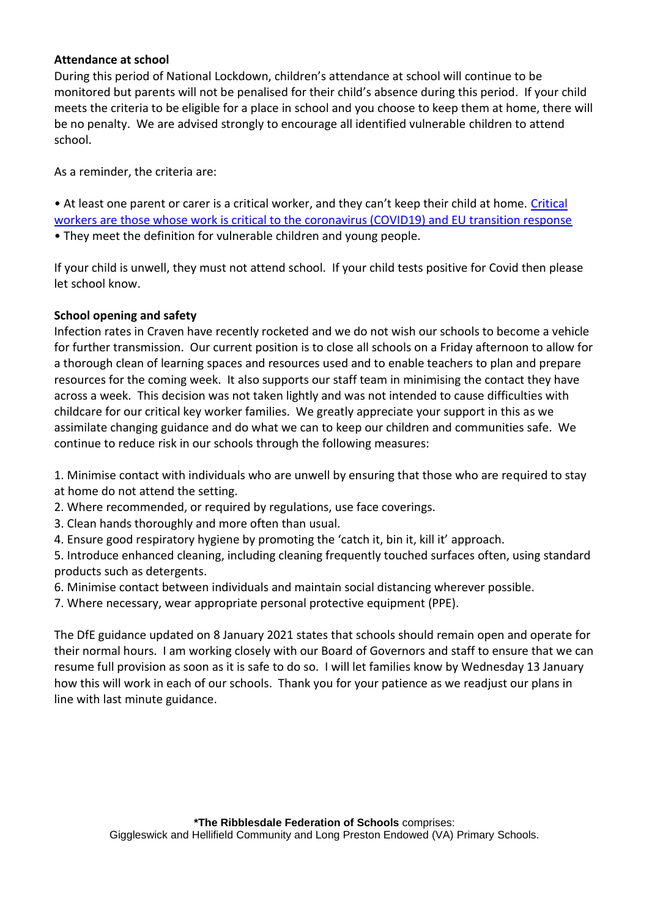**Attendance at school**

During this period of National Lockdown, children's attendance at school will continue to be monitored but parents will not be penalised for their child's absence during this period. If your child meets the criteria to be eligible for a place in school and you choose to keep them at home, there will be no penalty. We are advised strongly to encourage all identified vulnerable children to attend school.

As a reminder, the criteria are:

- At least one parent or carer is a critical worker, and they can't keep their child at home. Critical workers are those whose work is critical to the coronavirus (COVID19) and EU transition response
- They meet the definition for vulnerable children and young people.

If your child is unwell, they must not attend school. If your child tests positive for Covid then please let school know.

**School opening and safety**

Infection rates in Craven have recently rocketed and we do not wish our schools to become a vehicle for further transmission. Our current position is to close all schools on a Friday afternoon to allow for a thorough clean of learning spaces and resources used and to enable teachers to plan and prepare resources for the coming week. It also supports our staff team in minimising the contact they have across a week. This decision was not taken lightly and was not intended to cause difficulties with childcare for our critical key worker families. We greatly appreciate your support in this as we assimilate changing guidance and do what we can to keep our children and communities safe. We continue to reduce risk in our schools through the following measures:

1. Minimise contact with individuals who are unwell by ensuring that those who are required to stay at home do not attend the setting.
2. Where recommended, or required by regulations, use face coverings.
3. Clean hands thoroughly and more often than usual.
4. Ensure good respiratory hygiene by promoting the 'catch it, bin it, kill it' approach.
5. Introduce enhanced cleaning, including cleaning frequently touched surfaces often, using standard products such as detergents.
6. Minimise contact between individuals and maintain social distancing wherever possible.
7. Where necessary, wear appropriate personal protective equipment (PPE).

The DfE guidance updated on 8 January 2021 states that schools should remain open and operate for their normal hours. I am working closely with our Board of Governors and staff to ensure that we can resume full provision as soon as it is safe to do so. I will let families know by Wednesday 13 January how this will work in each of our schools. Thank you for your patience as we readjust our plans in line with last minute guidance.

***The Ribblesdale Federation of Schools** comprises:
Giggleswick and Hellifield Community and Long Preston Endowed (VA) Primary Schools.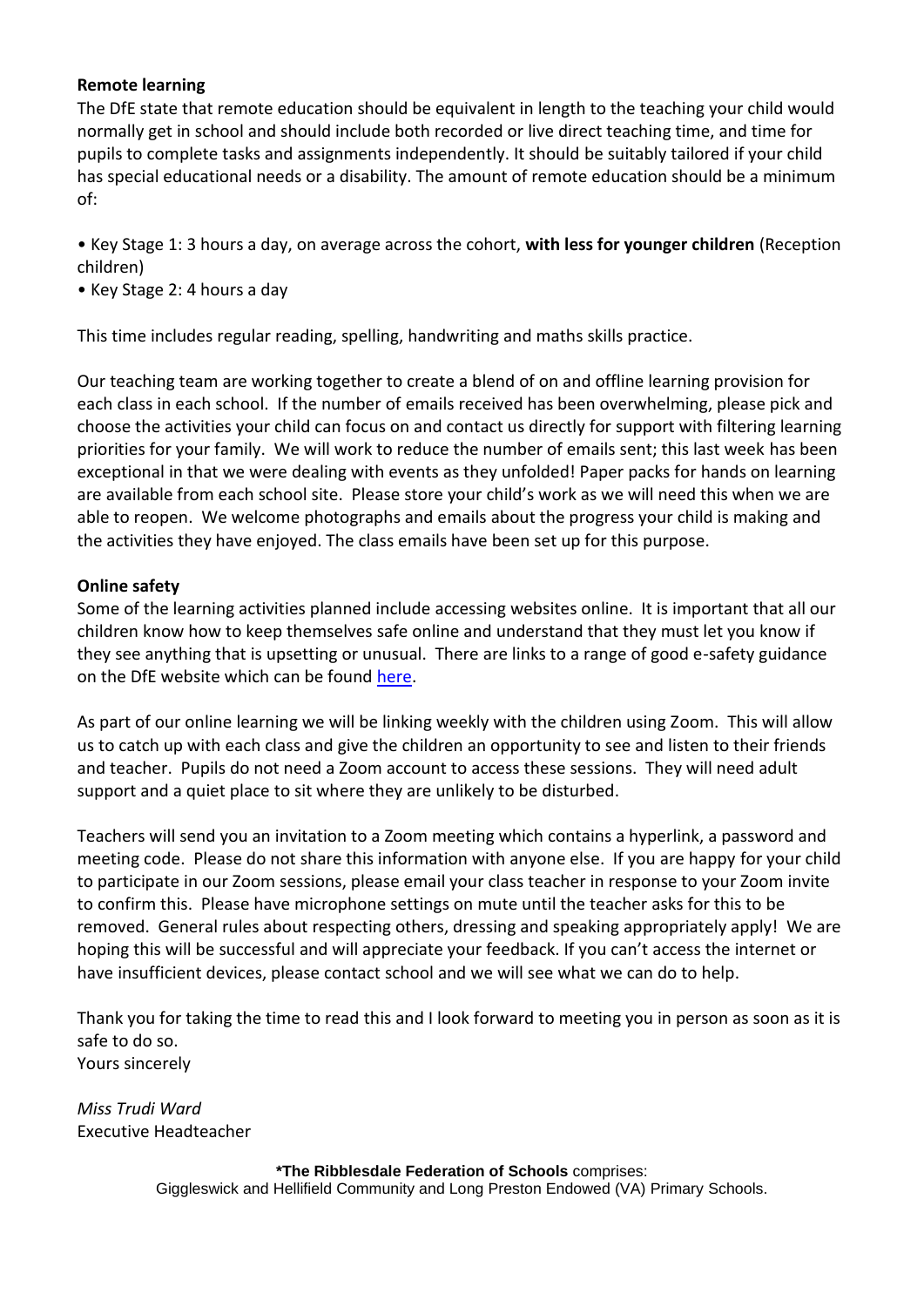**Remote learning**

The DfE state that remote education should be equivalent in length to the teaching your child would normally get in school and should include both recorded or live direct teaching time, and time for pupils to complete tasks and assignments independently. It should be suitably tailored if your child has special educational needs or a disability. The amount of remote education should be a minimum of:

- Key Stage 1: 3 hours a day, on average across the cohort, **with less for younger children** (Reception children)
- Key Stage 2: 4 hours a day

This time includes regular reading, spelling, handwriting and maths skills practice.

Our teaching team are working together to create a blend of on and offline learning provision for each class in each school. If the number of emails received has been overwhelming, please pick and choose the activities your child can focus on and contact us directly for support with filtering learning priorities for your family. We will work to reduce the number of emails sent; this last week has been exceptional in that we were dealing with events as they unfolded! Paper packs for hands on learning are available from each school site. Please store your child's work as we will need this when we are able to reopen. We welcome photographs and emails about the progress your child is making and the activities they have enjoyed. The class emails have been set up for this purpose.

**Online safety**

Some of the learning activities planned include accessing websites online. It is important that all our children know how to keep themselves safe online and understand that they must let you know if they see anything that is upsetting or unusual. There are links to a range of good e-safety guidance on the DfE website which can be found here.

As part of our online learning we will be linking weekly with the children using Zoom. This will allow us to catch up with each class and give the children an opportunity to see and listen to their friends and teacher. Pupils do not need a Zoom account to access these sessions. They will need adult support and a quiet place to sit where they are unlikely to be disturbed.

Teachers will send you an invitation to a Zoom meeting which contains a hyperlink, a password and meeting code. Please do not share this information with anyone else. If you are happy for your child to participate in our Zoom sessions, please email your class teacher in response to your Zoom invite to confirm this. Please have microphone settings on mute until the teacher asks for this to be removed. General rules about respecting others, dressing and speaking appropriately apply! We are hoping this will be successful and will appreciate your feedback. If you can't access the internet or have insufficient devices, please contact school and we will see what we can do to help.

Thank you for taking the time to read this and I look forward to meeting you in person as soon as it is safe to do so.
Yours sincerely

*Miss Trudi Ward*
Executive Headteacher

***The Ribblesdale Federation of Schools** comprises:
Giggleswick and Hellifield Community and Long Preston Endowed (VA) Primary Schools.